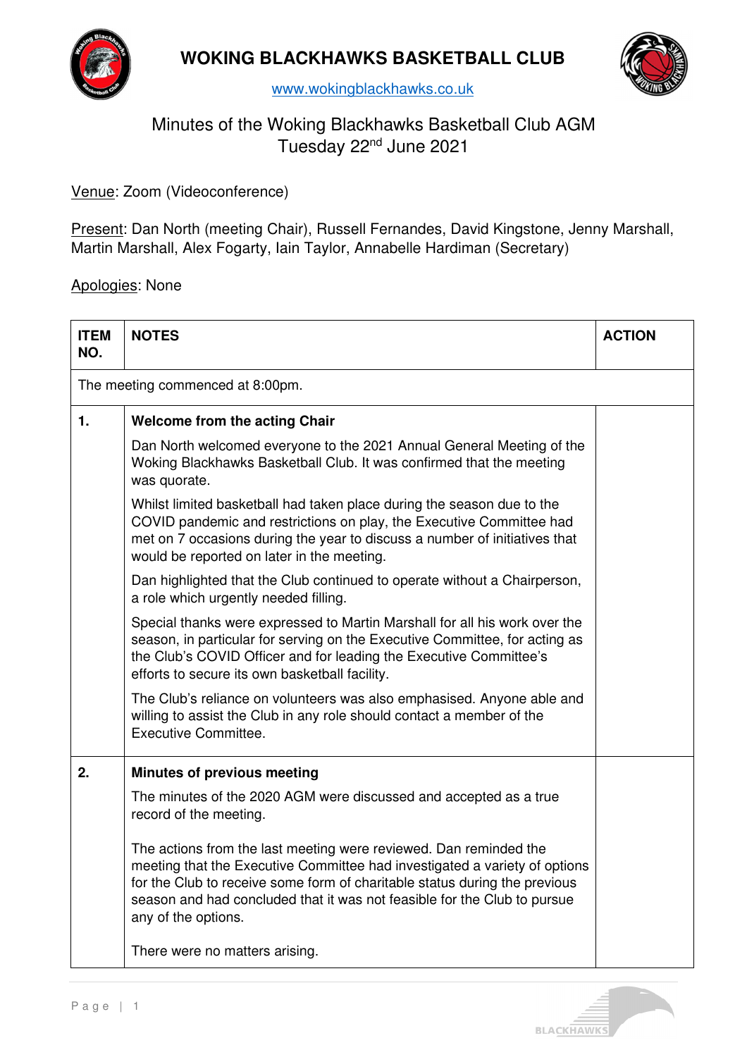# WOKING BLACKHAWKS BASKETBALL CLUB

www.wokingblackhawks.co.uk

## Minutes of the Woking Blackhawks Basketball Club AGM
## Tuesday 22nd June 2021

Venue: Zoom (Videoconference)

Present: Dan North (meeting Chair), Russell Fernandes, David Kingstone, Jenny Marshall, Martin Marshall, Alex Fogarty, Iain Taylor, Annabelle Hardiman (Secretary)

Apologies: None

| ITEM NO. | NOTES | ACTION |
|---|---|---|
| The meeting commenced at 8:00pm. | | |
| 1. | **Welcome from the acting Chair**<br><br>Dan North welcomed everyone to the 2021 Annual General Meeting of the Woking Blackhawks Basketball Club. It was confirmed that the meeting was quorate.<br><br>Whilst limited basketball had taken place during the season due to the COVID pandemic and restrictions on play, the Executive Committee had met on 7 occasions during the year to discuss a number of initiatives that would be reported on later in the meeting.<br><br>Dan highlighted that the Club continued to operate without a Chairperson, a role which urgently needed filling.<br><br>Special thanks were expressed to Martin Marshall for all his work over the season, in particular for serving on the Executive Committee, for acting as the Club's COVID Officer and for leading the Executive Committee's efforts to secure its own basketball facility.<br><br>The Club's reliance on volunteers was also emphasised. Anyone able and willing to assist the Club in any role should contact a member of the Executive Committee. | |
| 2. | **Minutes of previous meeting**<br><br>The minutes of the 2020 AGM were discussed and accepted as a true record of the meeting.<br><br>The actions from the last meeting were reviewed. Dan reminded the meeting that the Executive Committee had investigated a variety of options for the Club to receive some form of charitable status during the previous season and had concluded that it was not feasible for the Club to pursue any of the options.<br><br>There were no matters arising. | |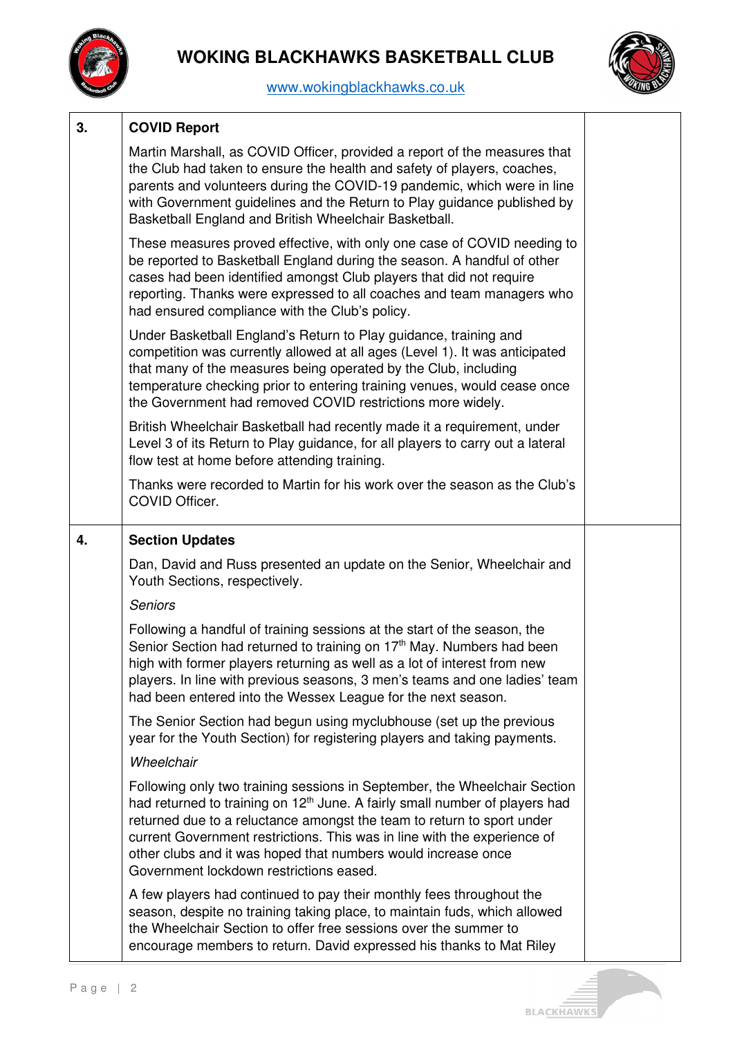| | | |
|---|---|---|
| 3. | **COVID Report**<br><br>Martin Marshall, as COVID Officer, provided a report of the measures that the Club had taken to ensure the health and safety of players, coaches, parents and volunteers during the COVID-19 pandemic, which were in line with Government guidelines and the Return to Play guidance published by Basketball England and British Wheelchair Basketball.<br><br>These measures proved effective, with only one case of COVID needing to be reported to Basketball England during the season. A handful of other cases had been identified amongst Club players that did not require reporting. Thanks were expressed to all coaches and team managers who had ensured compliance with the Club's policy.<br><br>Under Basketball England's Return to Play guidance, training and competition was currently allowed at all ages (Level 1). It was anticipated that many of the measures being operated by the Club, including temperature checking prior to entering training venues, would cease once the Government had removed COVID restrictions more widely.<br><br>British Wheelchair Basketball had recently made it a requirement, under Level 3 of its Return to Play guidance, for all players to carry out a lateral flow test at home before attending training.<br><br>Thanks were recorded to Martin for his work over the season as the Club's COVID Officer. | |
| 4. | **Section Updates**<br><br>Dan, David and Russ presented an update on the Senior, Wheelchair and Youth Sections, respectively.<br><br>*Seniors*<br><br>Following a handful of training sessions at the start of the season, the Senior Section had returned to training on 17th May. Numbers had been high with former players returning as well as a lot of interest from new players. In line with previous seasons, 3 men's teams and one ladies' team had been entered into the Wessex League for the next season.<br><br>The Senior Section had begun using myclubhouse (set up the previous year for the Youth Section) for registering players and taking payments.<br><br>*Wheelchair*<br><br>Following only two training sessions in September, the Wheelchair Section had returned to training on 12th June. A fairly small number of players had returned due to a reluctance amongst the team to return to sport under current Government restrictions. This was in line with the experience of other clubs and it was hoped that numbers would increase once Government lockdown restrictions eased.<br><br>A few players had continued to pay their monthly fees throughout the season, despite no training taking place, to maintain fuds, which allowed the Wheelchair Section to offer free sessions over the summer to encourage members to return. David expressed his thanks to Mat Riley | |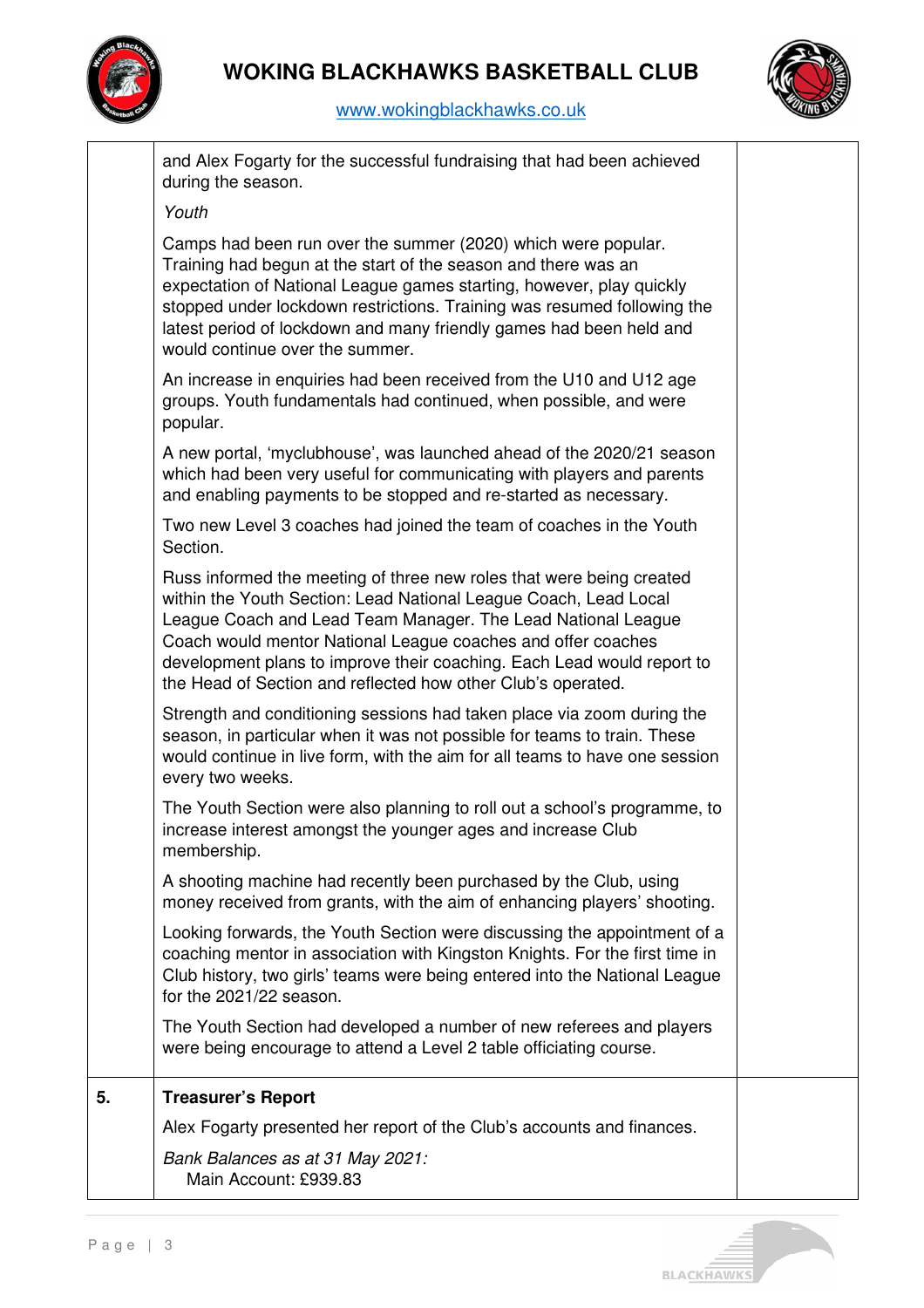and Alex Fogarty for the successful fundraising that had been achieved during the season.

*Youth*

Camps had been run over the summer (2020) which were popular. Training had begun at the start of the season and there was an expectation of National League games starting, however, play quickly stopped under lockdown restrictions. Training was resumed following the latest period of lockdown and many friendly games had been held and would continue over the summer.

An increase in enquiries had been received from the U10 and U12 age groups. Youth fundamentals had continued, when possible, and were popular.

A new portal, 'myclubhouse', was launched ahead of the 2020/21 season which had been very useful for communicating with players and parents and enabling payments to be stopped and re-started as necessary.

Two new Level 3 coaches had joined the team of coaches in the Youth Section.

Russ informed the meeting of three new roles that were being created within the Youth Section: Lead National League Coach, Lead Local League Coach and Lead Team Manager. The Lead National League Coach would mentor National League coaches and offer coaches development plans to improve their coaching. Each Lead would report to the Head of Section and reflected how other Club's operated.

Strength and conditioning sessions had taken place via zoom during the season, in particular when it was not possible for teams to train. These would continue in live form, with the aim for all teams to have one session every two weeks.

The Youth Section were also planning to roll out a school's programme, to increase interest amongst the younger ages and increase Club membership.

A shooting machine had recently been purchased by the Club, using money received from grants, with the aim of enhancing players' shooting.

Looking forwards, the Youth Section were discussing the appointment of a coaching mentor in association with Kingston Knights. For the first time in Club history, two girls' teams were being entered into the National League for the 2021/22 season.

The Youth Section had developed a number of new referees and players were being encourage to attend a Level 2 table officiating course.

**5. Treasurer's Report**

Alex Fogarty presented her report of the Club's accounts and finances.

*Bank Balances as at 31 May 2021:*

Main Account: £939.83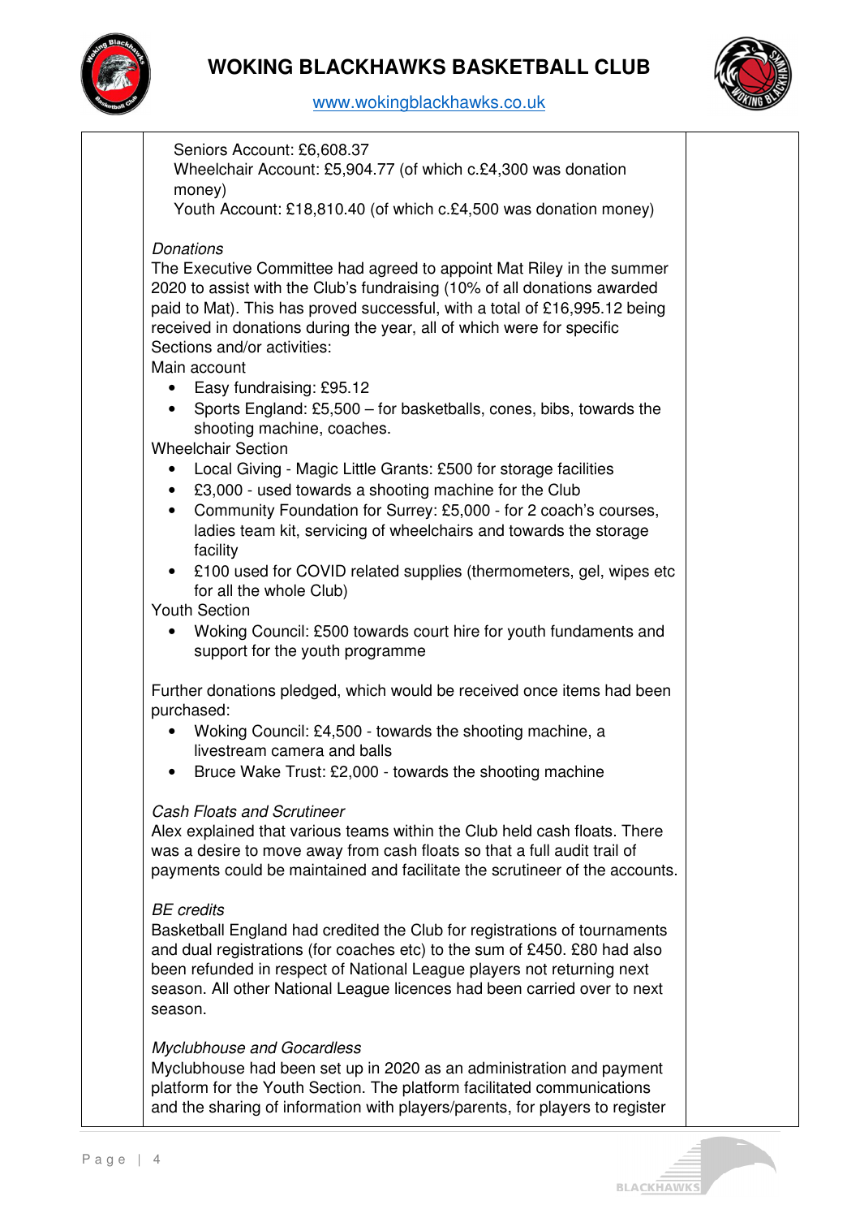Seniors Account: £6,608.37
Wheelchair Account: £5,904.77 (of which c.£4,300 was donation money)
Youth Account: £18,810.40 (of which c.£4,500 was donation money)

*Donations*
The Executive Committee had agreed to appoint Mat Riley in the summer 2020 to assist with the Club's fundraising (10% of all donations awarded paid to Mat). This has proved successful, with a total of £16,995.12 being received in donations during the year, all of which were for specific Sections and/or activities:

Main account

- Easy fundraising: £95.12
- Sports England: £5,500 – for basketballs, cones, bibs, towards the shooting machine, coaches.

Wheelchair Section

- Local Giving - Magic Little Grants: £500 for storage facilities
- £3,000 - used towards a shooting machine for the Club
- Community Foundation for Surrey: £5,000 - for 2 coach's courses, ladies team kit, servicing of wheelchairs and towards the storage facility
- £100 used for COVID related supplies (thermometers, gel, wipes etc for all the whole Club)

Youth Section

- Woking Council: £500 towards court hire for youth fundaments and support for the youth programme

Further donations pledged, which would be received once items had been purchased:

- Woking Council: £4,500 - towards the shooting machine, a livestream camera and balls
- Bruce Wake Trust: £2,000 - towards the shooting machine

*Cash Floats and Scrutineer*
Alex explained that various teams within the Club held cash floats. There was a desire to move away from cash floats so that a full audit trail of payments could be maintained and facilitate the scrutineer of the accounts.

*BE credits*
Basketball England had credited the Club for registrations of tournaments and dual registrations (for coaches etc) to the sum of £450. £80 had also been refunded in respect of National League players not returning next season. All other National League licences had been carried over to next season.

*Myclubhouse and Gocardless*
Myclubhouse had been set up in 2020 as an administration and payment platform for the Youth Section. The platform facilitated communications and the sharing of information with players/parents, for players to register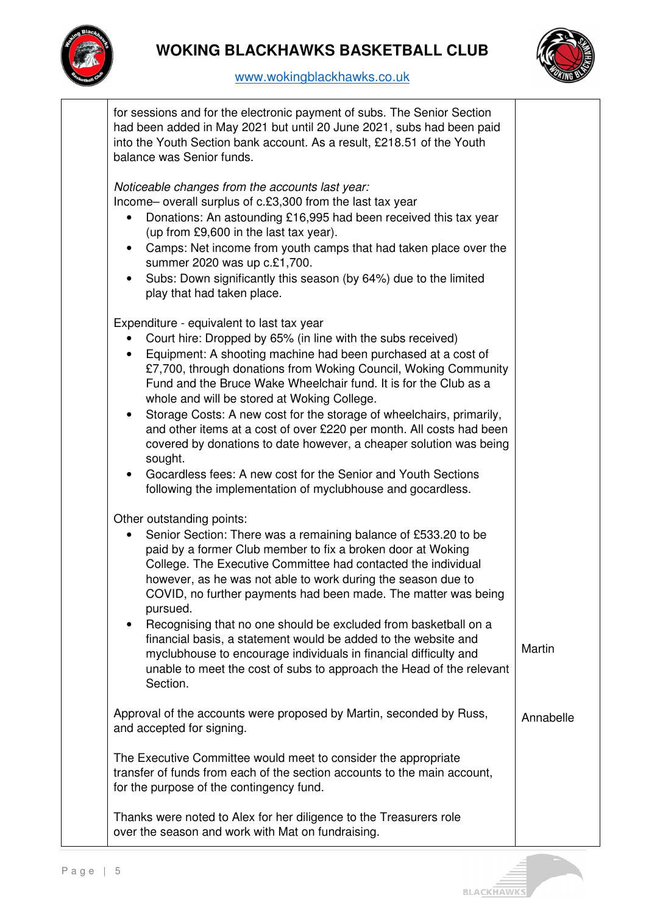| | | |
|---|---|---|
| | for sessions and for the electronic payment of subs. The Senior Section had been added in May 2021 but until 20 June 2021, subs had been paid into the Youth Section bank account. As a result, £218.51 of the Youth balance was Senior funds.<br><br>*Noticeable changes from the accounts last year:*<br>Income– overall surplus of c.£3,300 from the last tax year<br>• Donations: An astounding £16,995 had been received this tax year (up from £9,600 in the last tax year).<br>• Camps: Net income from youth camps that had taken place over the summer 2020 was up c.£1,700.<br>• Subs: Down significantly this season (by 64%) due to the limited play that had taken place.<br><br>Expenditure - equivalent to last tax year<br>• Court hire: Dropped by 65% (in line with the subs received)<br>• Equipment: A shooting machine had been purchased at a cost of £7,700, through donations from Woking Council, Woking Community Fund and the Bruce Wake Wheelchair fund. It is for the Club as a whole and will be stored at Woking College.<br>• Storage Costs: A new cost for the storage of wheelchairs, primarily, and other items at a cost of over £220 per month. All costs had been covered by donations to date however, a cheaper solution was being sought.<br>• Gocardless fees: A new cost for the Senior and Youth Sections following the implementation of myclubhouse and gocardless.<br><br>Other outstanding points:<br>• Senior Section: There was a remaining balance of £533.20 to be paid by a former Club member to fix a broken door at Woking College. The Executive Committee had contacted the individual however, as he was not able to work during the season due to COVID, no further payments had been made. The matter was being pursued.<br>• Recognising that no one should be excluded from basketball on a financial basis, a statement would be added to the website and myclubhouse to encourage individuals in financial difficulty and unable to meet the cost of subs to approach the Head of the relevant Section. | Martin |
| | Approval of the accounts were proposed by Martin, seconded by Russ, and accepted for signing.<br><br>The Executive Committee would meet to consider the appropriate transfer of funds from each of the section accounts to the main account, for the purpose of the contingency fund.<br><br>Thanks were noted to Alex for her diligence to the Treasurers role over the season and work with Mat on fundraising. | Annabelle |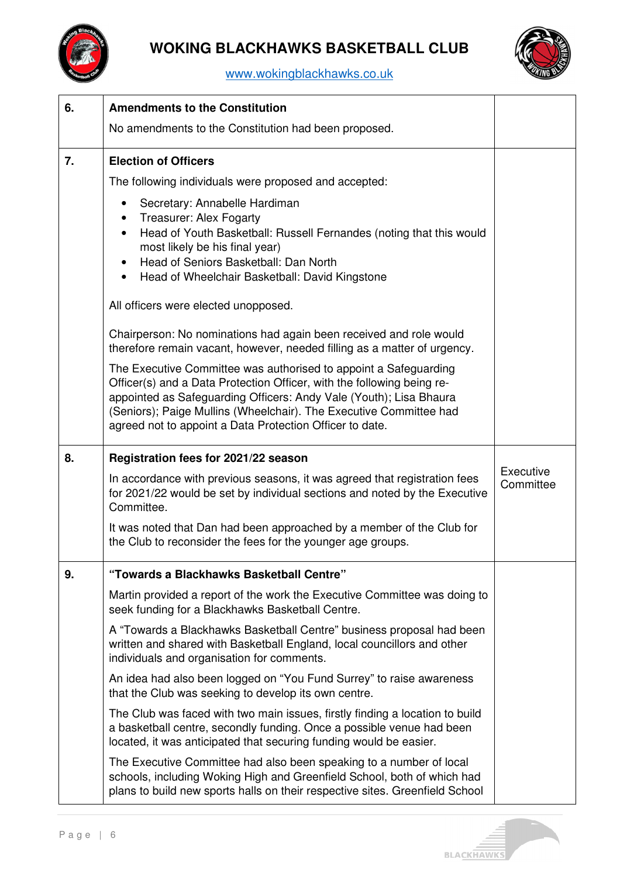| | | |
|---|---|---|
| 6. | **Amendments to the Constitution**<br><br>No amendments to the Constitution had been proposed. | |
| 7. | **Election of Officers**<br><br>The following individuals were proposed and accepted:<br><br>• Secretary: Annabelle Hardiman<br>• Treasurer: Alex Fogarty<br>• Head of Youth Basketball: Russell Fernandes (noting that this would most likely be his final year)<br>• Head of Seniors Basketball: Dan North<br>• Head of Wheelchair Basketball: David Kingstone<br><br>All officers were elected unopposed.<br><br>Chairperson: No nominations had again been received and role would therefore remain vacant, however, needed filling as a matter of urgency.<br><br>The Executive Committee was authorised to appoint a Safeguarding Officer(s) and a Data Protection Officer, with the following being re-appointed as Safeguarding Officers: Andy Vale (Youth); Lisa Bhaura (Seniors); Paige Mullins (Wheelchair). The Executive Committee had agreed not to appoint a Data Protection Officer to date. | |
| 8. | **Registration fees for 2021/22 season**<br><br>In accordance with previous seasons, it was agreed that registration fees for 2021/22 would be set by individual sections and noted by the Executive Committee.<br><br>It was noted that Dan had been approached by a member of the Club for the Club to reconsider the fees for the younger age groups. | Executive Committee |
| 9. | **"Towards a Blackhawks Basketball Centre"**<br><br>Martin provided a report of the work the Executive Committee was doing to seek funding for a Blackhawks Basketball Centre.<br><br>A "Towards a Blackhawks Basketball Centre" business proposal had been written and shared with Basketball England, local councillors and other individuals and organisation for comments.<br><br>An idea had also been logged on "You Fund Surrey" to raise awareness that the Club was seeking to develop its own centre.<br><br>The Club was faced with two main issues, firstly finding a location to build a basketball centre, secondly funding. Once a possible venue had been located, it was anticipated that securing funding would be easier.<br><br>The Executive Committee had also been speaking to a number of local schools, including Woking High and Greenfield School, both of which had plans to build new sports halls on their respective sites. Greenfield School | |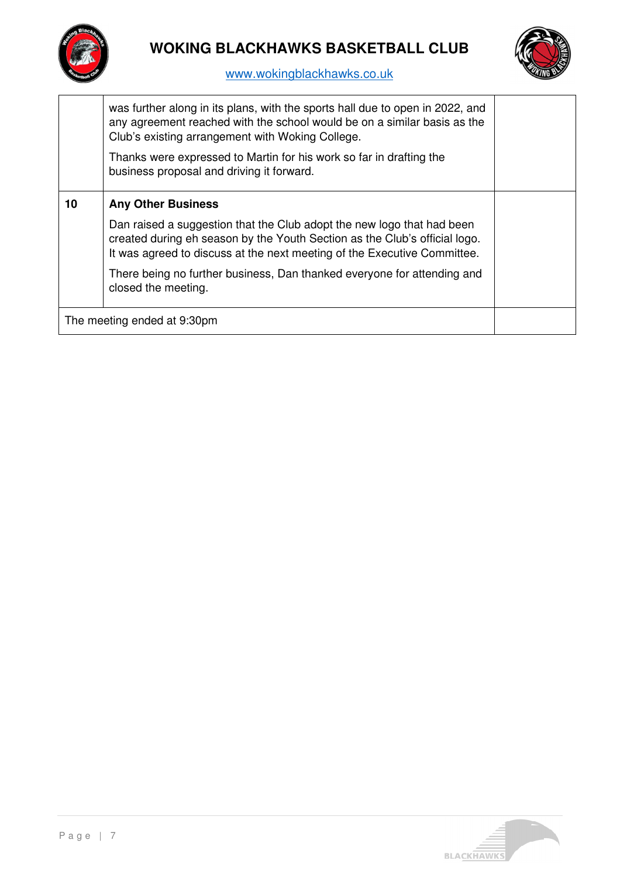| | | |
|---|---|---|
| | was further along in its plans, with the sports hall due to open in 2022, and any agreement reached with the school would be on a similar basis as the Club's existing arrangement with Woking College.<br><br>Thanks were expressed to Martin for his work so far in drafting the business proposal and driving it forward. | |
| **10** | **Any Other Business**<br><br>Dan raised a suggestion that the Club adopt the new logo that had been created during eh season by the Youth Section as the Club's official logo. It was agreed to discuss at the next meeting of the Executive Committee.<br><br>There being no further business, Dan thanked everyone for attending and closed the meeting. | |
| The meeting ended at 9:30pm | | |